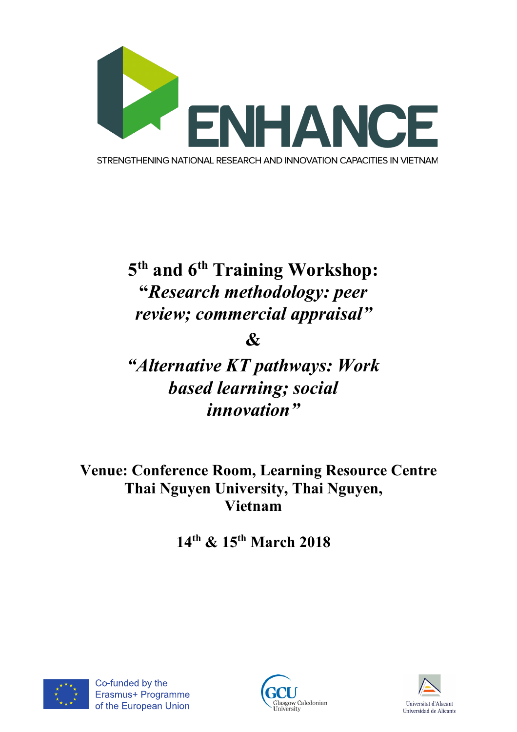ENHANCE

STRENGTHENING NATIONAL RESEARCH AND INNOVATION CAPACITIES IN VIETNAM

# 5th and 6th Training Workshop: *"Research methodology: peer review; commercial appraisal"* & *"Alternative KT pathways: Work based learning; social innovation"*

**Venue: Conference Room, Learning Resource Centre Thai Nguyen University, Thai Nguyen, Vietnam**

**14th & 15th March 2018**

Co-funded by the Erasmus+ Programme of the European Union

Glasgow Caledonian University

Universitat d'Alacant
Universidad de Alicante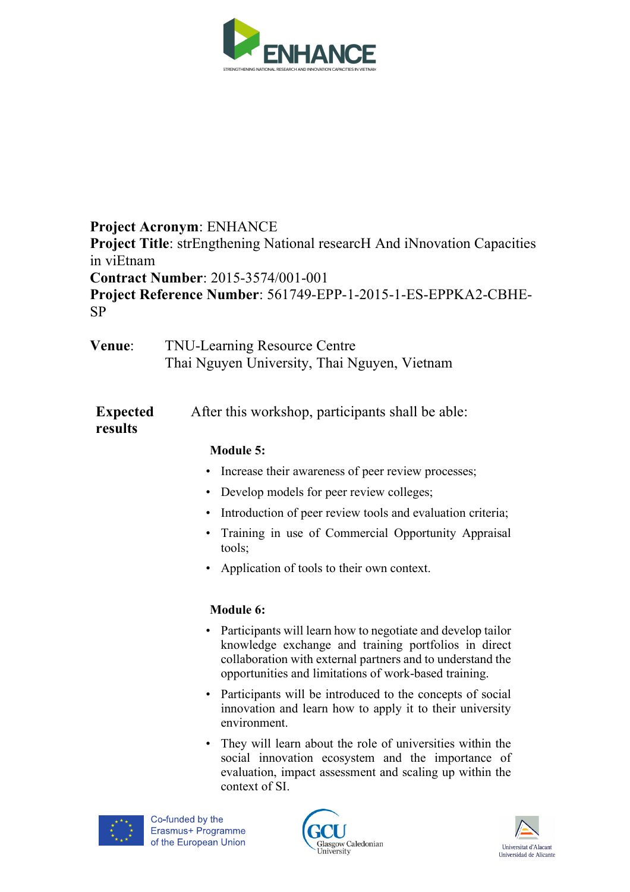**Project Acronym**: ENHANCE
**Project Title**: strEngthening National researcH And iNnovation Capacities in viEtnam
**Contract Number**: 2015-3574/001-001
**Project Reference Number**: 561749-EPP-1-2015-1-ES-EPPKA2-CBHE-SP

**Venue**: TNU-Learning Resource Centre
Thai Nguyen University, Thai Nguyen, Vietnam

**Expected results**

After this workshop, participants shall be able:

**Module 5:**

- Increase their awareness of peer review processes;
- Develop models for peer review colleges;
- Introduction of peer review tools and evaluation criteria;
- Training in use of Commercial Opportunity Appraisal tools;
- Application of tools to their own context.

**Module 6:**

- Participants will learn how to negotiate and develop tailor knowledge exchange and training portfolios in direct collaboration with external partners and to understand the opportunities and limitations of work-based training.
- Participants will be introduced to the concepts of social innovation and learn how to apply it to their university environment.
- They will learn about the role of universities within the social innovation ecosystem and the importance of evaluation, impact assessment and scaling up within the context of SI.

Co-funded by the Erasmus+ Programme of the European Union

Glasgow Caledonian University

Universitat d'Alacant
Universidad de Alicante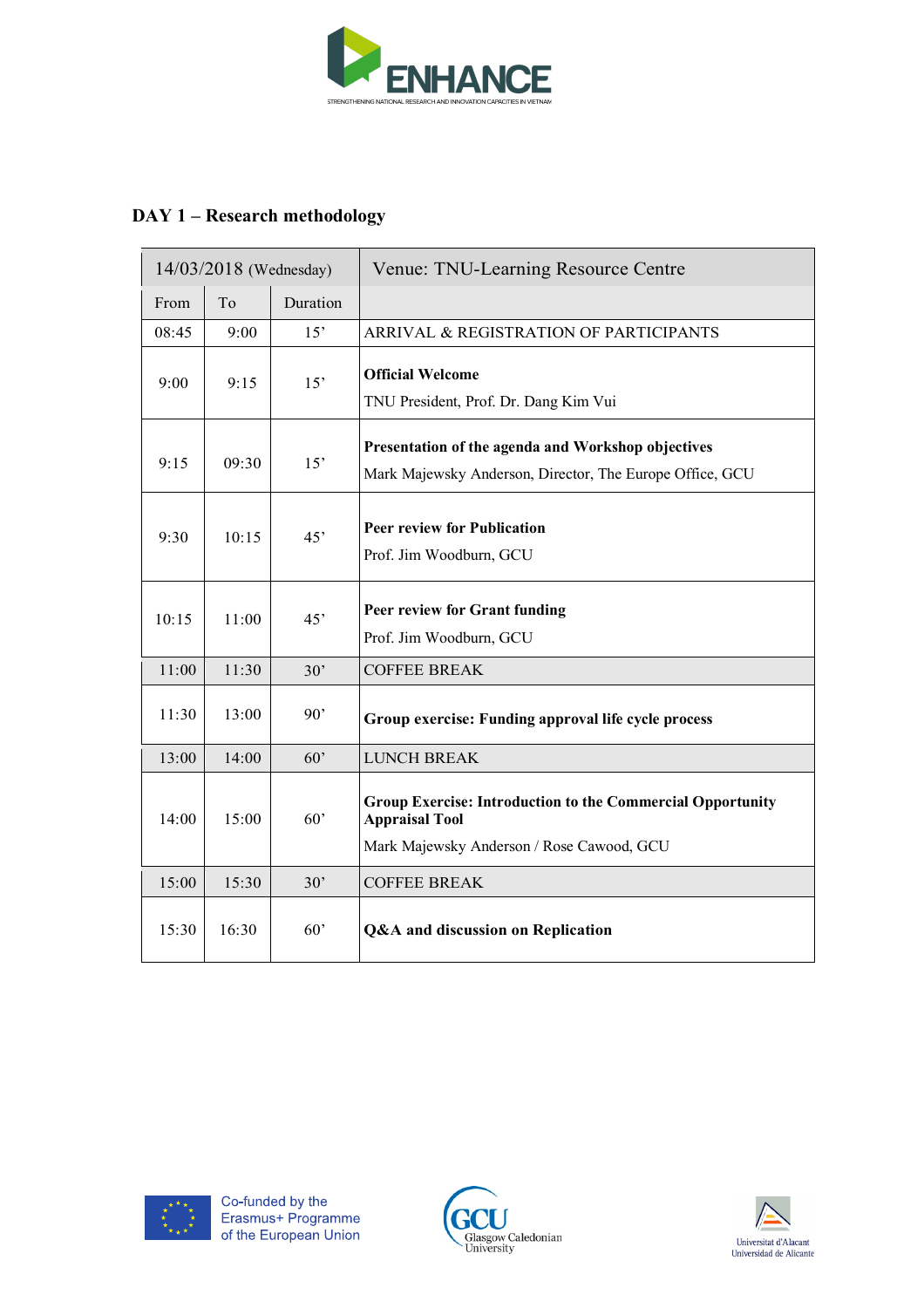## DAY 1 – Research methodology

| 14/03/2018 (Wednesday) | | | Venue: TNU-Learning Resource Centre |
|---|---|---|---|
| From | To | Duration | |
| 08:45 | 9:00 | 15’ | ARRIVAL & REGISTRATION OF PARTICIPANTS |
| 9:00 | 9:15 | 15’ | **Official Welcome**<br>TNU President, Prof. Dr. Dang Kim Vui |
| 9:15 | 09:30 | 15’ | **Presentation of the agenda and Workshop objectives**<br>Mark Majewsky Anderson, Director, The Europe Office, GCU |
| 9:30 | 10:15 | 45’ | **Peer review for Publication**<br>Prof. Jim Woodburn, GCU |
| 10:15 | 11:00 | 45’ | **Peer review for Grant funding**<br>Prof. Jim Woodburn, GCU |
| 11:00 | 11:30 | 30’ | COFFEE BREAK |
| 11:30 | 13:00 | 90’ | **Group exercise: Funding approval life cycle process** |
| 13:00 | 14:00 | 60’ | LUNCH BREAK |
| 14:00 | 15:00 | 60’ | **Group Exercise: Introduction to the Commercial Opportunity Appraisal Tool**<br>Mark Majewsky Anderson / Rose Cawood, GCU |
| 15:00 | 15:30 | 30’ | COFFEE BREAK |
| 15:30 | 16:30 | 60’ | **Q&A and discussion on Replication** |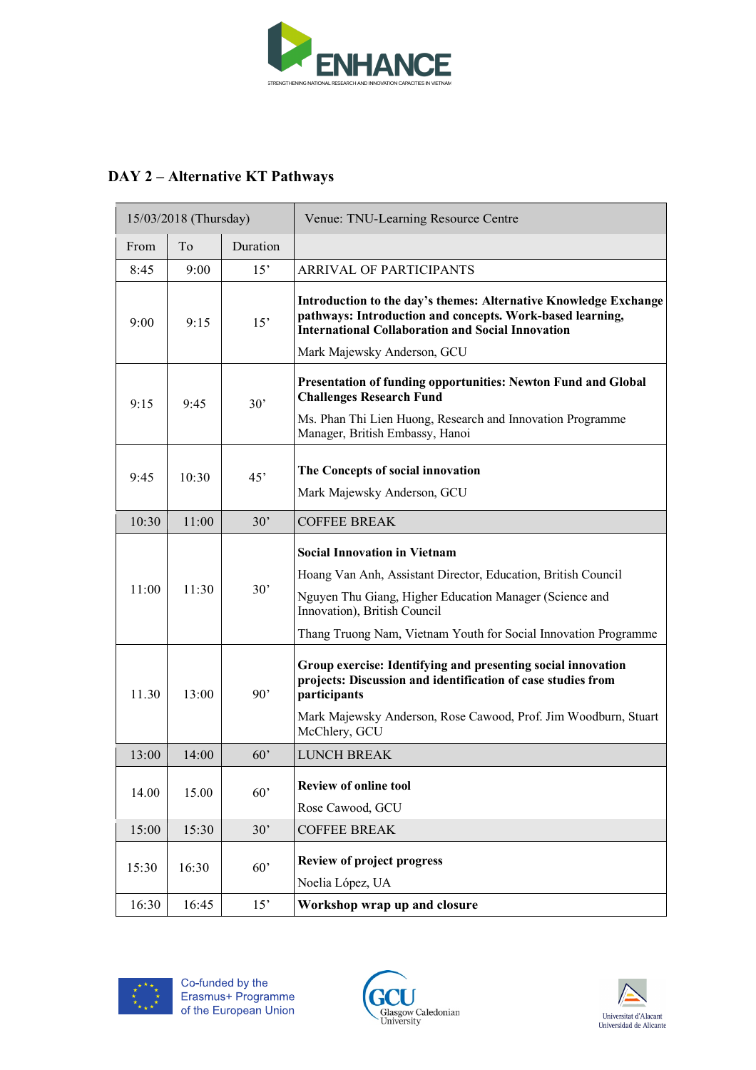## DAY 2 – Alternative KT Pathways

| 15/03/2018 (Thursday) | | | Venue: TNU-Learning Resource Centre |
|---|---|---|---|
| From | To | Duration | |
| 8:45 | 9:00 | 15’ | ARRIVAL OF PARTICIPANTS |
| 9:00 | 9:15 | 15’ | **Introduction to the day’s themes: Alternative Knowledge Exchange pathways: Introduction and concepts. Work-based learning, International Collaboration and Social Innovation**<br>Mark Majewsky Anderson, GCU |
| 9:15 | 9:45 | 30’ | **Presentation of funding opportunities: Newton Fund and Global Challenges Research Fund**<br>Ms. Phan Thi Lien Huong, Research and Innovation Programme Manager, British Embassy, Hanoi |
| 9:45 | 10:30 | 45’ | **The Concepts of social innovation**<br>Mark Majewsky Anderson, GCU |
| 10:30 | 11:00 | 30’ | COFFEE BREAK |
| 11:00 | 11:30 | 30’ | **Social Innovation in Vietnam**<br>Hoang Van Anh, Assistant Director, Education, British Council<br>Nguyen Thu Giang, Higher Education Manager (Science and Innovation), British Council<br>Thang Truong Nam, Vietnam Youth for Social Innovation Programme |
| 11.30 | 13:00 | 90’ | **Group exercise: Identifying and presenting social innovation projects: Discussion and identification of case studies from participants**<br>Mark Majewsky Anderson, Rose Cawood, Prof. Jim Woodburn, Stuart McChlery, GCU |
| 13:00 | 14:00 | 60’ | LUNCH BREAK |
| 14.00 | 15.00 | 60’ | **Review of online tool**<br>Rose Cawood, GCU |
| 15:00 | 15:30 | 30’ | COFFEE BREAK |
| 15:30 | 16:30 | 60’ | **Review of project progress**<br>Noelia López, UA |
| 16:30 | 16:45 | 15’ | **Workshop wrap up and closure** |